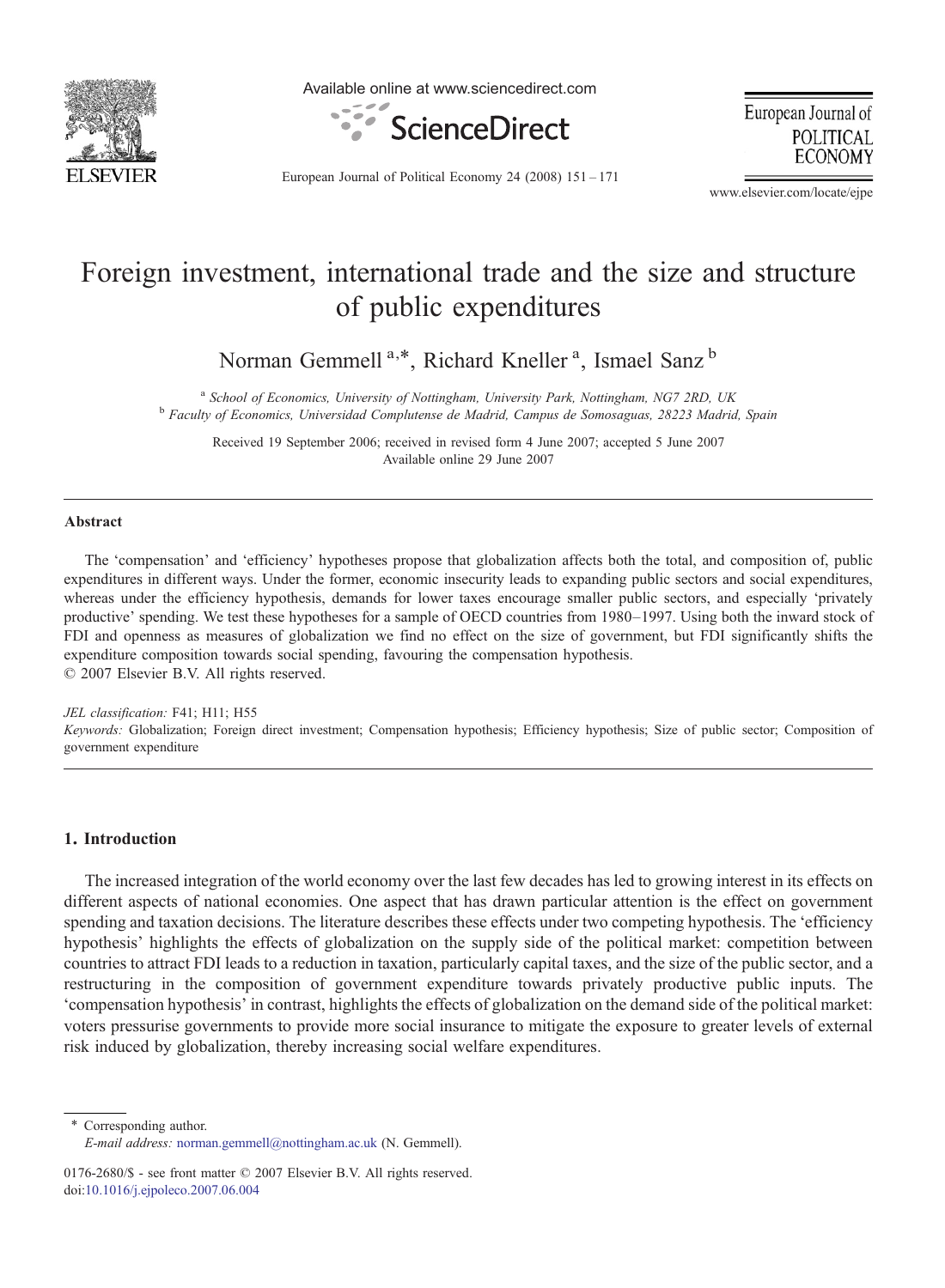# Foreign investment, international trade and the size and structure of public expenditures

Norman Gemmell [a,*], Richard Kneller [a], Ismael Sanz [b]

[a] *School of Economics, University of Nottingham, University Park, Nottingham, NG7 2RD, UK*
[b] *Faculty of Economics, Universidad Complutense de Madrid, Campus de Somosaguas, 28223 Madrid, Spain*

Received 19 September 2006; received in revised form 4 June 2007; accepted 5 June 2007
Available online 29 June 2007

## Abstract

The 'compensation' and 'efficiency' hypotheses propose that globalization affects both the total, and composition of, public expenditures in different ways. Under the former, economic insecurity leads to expanding public sectors and social expenditures, whereas under the efficiency hypothesis, demands for lower taxes encourage smaller public sectors, and especially 'privately productive' spending. We test these hypotheses for a sample of OECD countries from 1980–1997. Using both the inward stock of FDI and openness as measures of globalization we find no effect on the size of government, but FDI significantly shifts the expenditure composition towards social spending, favouring the compensation hypothesis.
© 2007 Elsevier B.V. All rights reserved.

*JEL classification:* F41; H11; H55
*Keywords:* Globalization; Foreign direct investment; Compensation hypothesis; Efficiency hypothesis; Size of public sector; Composition of government expenditure

## 1. Introduction

The increased integration of the world economy over the last few decades has led to growing interest in its effects on different aspects of national economies. One aspect that has drawn particular attention is the effect on government spending and taxation decisions. The literature describes these effects under two competing hypothesis. The 'efficiency hypothesis' highlights the effects of globalization on the supply side of the political market: competition between countries to attract FDI leads to a reduction in taxation, particularly capital taxes, and the size of the public sector, and a restructuring in the composition of government expenditure towards privately productive public inputs. The 'compensation hypothesis' in contrast, highlights the effects of globalization on the demand side of the political market: voters pressurise governments to provide more social insurance to mitigate the exposure to greater levels of external risk induced by globalization, thereby increasing social welfare expenditures.

* Corresponding author.
*E-mail address:* norman.gemmell@nottingham.ac.uk (N. Gemmell).

0176-2680/$ - see front matter © 2007 Elsevier B.V. All rights reserved.
doi:10.1016/j.ejpoleco.2007.06.004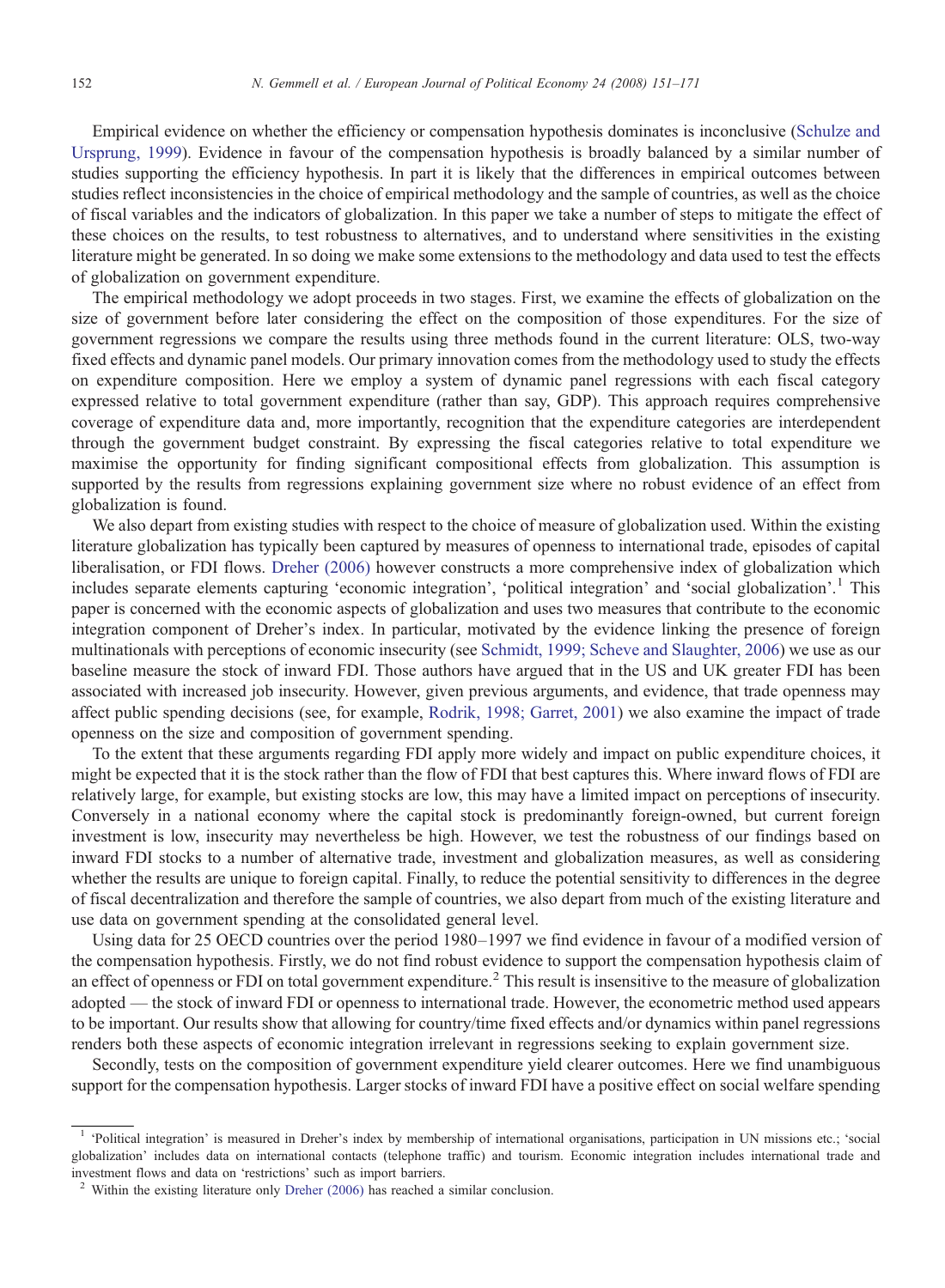Empirical evidence on whether the efficiency or compensation hypothesis dominates is inconclusive (Schulze and Ursprung, 1999). Evidence in favour of the compensation hypothesis is broadly balanced by a similar number of studies supporting the efficiency hypothesis. In part it is likely that the differences in empirical outcomes between studies reflect inconsistencies in the choice of empirical methodology and the sample of countries, as well as the choice of fiscal variables and the indicators of globalization. In this paper we take a number of steps to mitigate the effect of these choices on the results, to test robustness to alternatives, and to understand where sensitivities in the existing literature might be generated. In so doing we make some extensions to the methodology and data used to test the effects of globalization on government expenditure.

The empirical methodology we adopt proceeds in two stages. First, we examine the effects of globalization on the size of government before later considering the effect on the composition of those expenditures. For the size of government regressions we compare the results using three methods found in the current literature: OLS, two-way fixed effects and dynamic panel models. Our primary innovation comes from the methodology used to study the effects on expenditure composition. Here we employ a system of dynamic panel regressions with each fiscal category expressed relative to total government expenditure (rather than say, GDP). This approach requires comprehensive coverage of expenditure data and, more importantly, recognition that the expenditure categories are interdependent through the government budget constraint. By expressing the fiscal categories relative to total expenditure we maximise the opportunity for finding significant compositional effects from globalization. This assumption is supported by the results from regressions explaining government size where no robust evidence of an effect from globalization is found.

We also depart from existing studies with respect to the choice of measure of globalization used. Within the existing literature globalization has typically been captured by measures of openness to international trade, episodes of capital liberalisation, or FDI flows. Dreher (2006) however constructs a more comprehensive index of globalization which includes separate elements capturing 'economic integration', 'political integration' and 'social globalization'.[1] This paper is concerned with the economic aspects of globalization and uses two measures that contribute to the economic integration component of Dreher's index. In particular, motivated by the evidence linking the presence of foreign multinationals with perceptions of economic insecurity (see Schmidt, 1999; Scheve and Slaughter, 2006) we use as our baseline measure the stock of inward FDI. Those authors have argued that in the US and UK greater FDI has been associated with increased job insecurity. However, given previous arguments, and evidence, that trade openness may affect public spending decisions (see, for example, Rodrik, 1998; Garret, 2001) we also examine the impact of trade openness on the size and composition of government spending.

To the extent that these arguments regarding FDI apply more widely and impact on public expenditure choices, it might be expected that it is the stock rather than the flow of FDI that best captures this. Where inward flows of FDI are relatively large, for example, but existing stocks are low, this may have a limited impact on perceptions of insecurity. Conversely in a national economy where the capital stock is predominantly foreign-owned, but current foreign investment is low, insecurity may nevertheless be high. However, we test the robustness of our findings based on inward FDI stocks to a number of alternative trade, investment and globalization measures, as well as considering whether the results are unique to foreign capital. Finally, to reduce the potential sensitivity to differences in the degree of fiscal decentralization and therefore the sample of countries, we also depart from much of the existing literature and use data on government spending at the consolidated general level.

Using data for 25 OECD countries over the period 1980–1997 we find evidence in favour of a modified version of the compensation hypothesis. Firstly, we do not find robust evidence to support the compensation hypothesis claim of an effect of openness or FDI on total government expenditure.[2] This result is insensitive to the measure of globalization adopted — the stock of inward FDI or openness to international trade. However, the econometric method used appears to be important. Our results show that allowing for country/time fixed effects and/or dynamics within panel regressions renders both these aspects of economic integration irrelevant in regressions seeking to explain government size.

Secondly, tests on the composition of government expenditure yield clearer outcomes. Here we find unambiguous support for the compensation hypothesis. Larger stocks of inward FDI have a positive effect on social welfare spending

[1] 'Political integration' is measured in Dreher's index by membership of international organisations, participation in UN missions etc.; 'social globalization' includes data on international contacts (telephone traffic) and tourism. Economic integration includes international trade and investment flows and data on 'restrictions' such as import barriers.

[2] Within the existing literature only Dreher (2006) has reached a similar conclusion.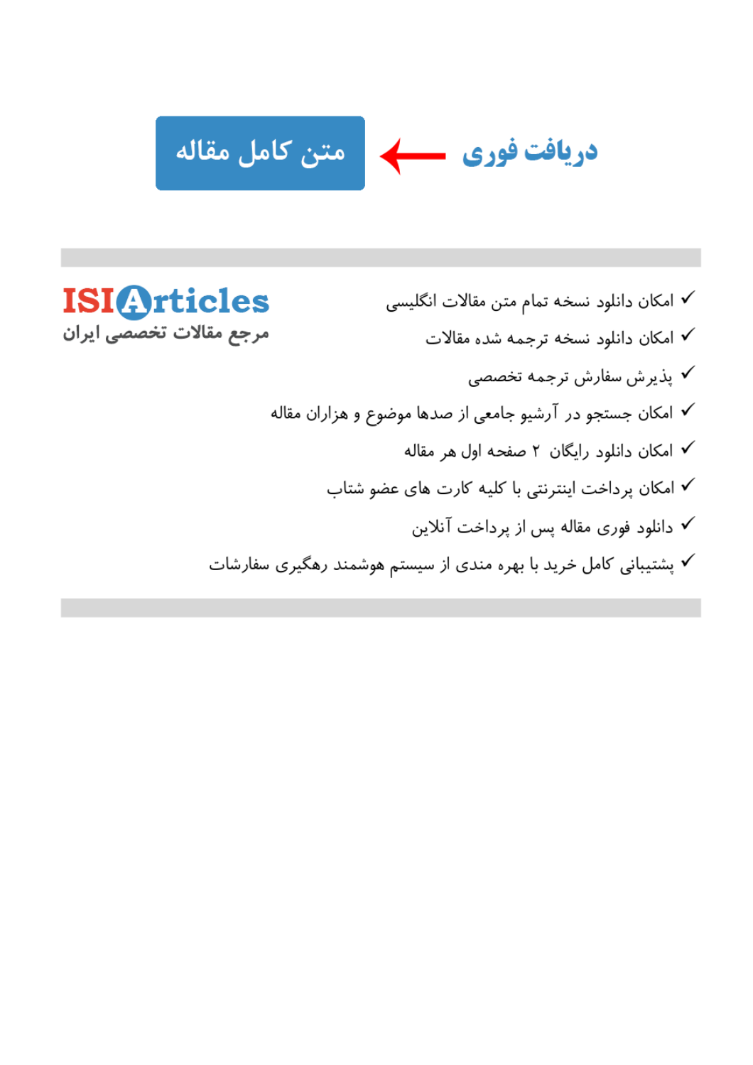دریافت فوری ← متن کامل مقاله

**ISIArticles**
مرجع مقالات تخصصی ایران

- ✓ امکان دانلود نسخه تمام متن مقالات انگلیسی
- ✓ امکان دانلود نسخه ترجمه شده مقالات
- ✓ پذیرش سفارش ترجمه تخصصی
- ✓ امکان جستجو در آرشیو جامعی از صدها موضوع و هزاران مقاله
- ✓ امکان دانلود رایگان ۲ صفحه اول هر مقاله
- ✓ امکان پرداخت اینترنتی با کلیه کارت های عضو شتاب
- ✓ دانلود فوری مقاله پس از پرداخت آنلاین
- ✓ پشتیبانی کامل خرید با بهره مندی از سیستم هوشمند رهگیری سفارشات